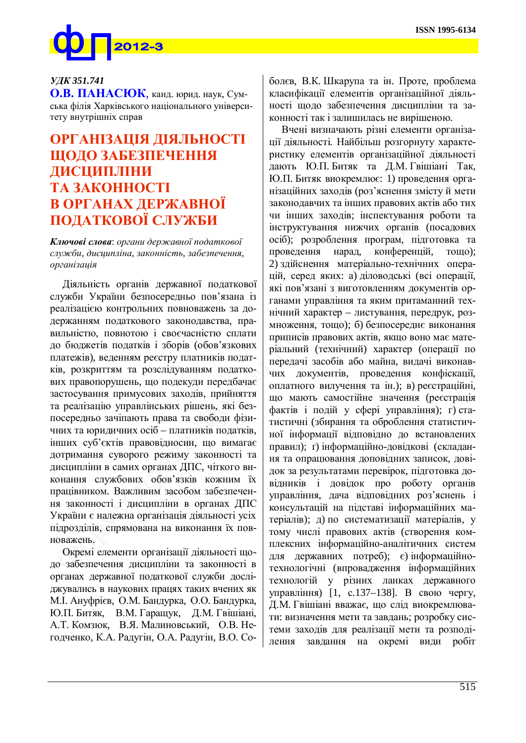*УДК 351.741*

**О.В. ПАНАСЮК**, канд. юрид. наук, Сумська філія Харківського національного університету внутрішніх справ

# ОРГАНІЗАЦІЯ ДІЯЛЬНОСТІ ЩОДО ЗАБЕЗПЕЧЕННЯ ДИСЦИПЛІНИ ТА ЗАКОННОСТІ В ОРГАНАХ ДЕРЖАВНОЇ ПОДАТКОВОЇ СЛУЖБИ

***Ключові слова***: *органи державної податкової служби, дисципліна, законність, забезпечення, організація*

Діяльність органів державної податкової служби України безпосередньо пов'язана із реалізацією контрольних повноважень за додержанням податкового законодавства, правильністю, повнотою і своєчасністю сплати до бюджетів податків і зборів (обов'язкових платежів), веденням реєстру платників податків, розкриттям та розслідуванням податкових правопорушень, що подекуди передбачає застосування примусових заходів, прийняття та реалізацію управлінських рішень, які безпосередньо зачіпають права та свободи фізичних та юридичних осіб – платників податків, інших суб'єктів правовідносин, що вимагає дотримання суворого режиму законності та дисципліни в самих органах ДПС, чіткого виконання службових обов'язків кожним їх працівником. Важливим засобом забезпечення законності і дисципліни в органах ДПС України є належна організація діяльності усіх підрозділів, спрямована на виконання їх повноважень.

Окремі елементи організації діяльності щодо забезпечення дисципліни та законності в органах державної податкової служби досліджувались в наукових працях таких вчених як М.І. Ануфрієв, О.М. Бандурка, О.О. Бандурка, Ю.П. Битяк, В.М. Гаращук, Д.М. Гвішіані, А.Т. Комзюк, В.Я. Малиновський, О.В. Негодченко, К.А. Радугін, О.А. Радугін, В.О. Соболєв, В.К. Шкарупа та ін. Проте, проблема класифікації елементів організаційної діяльності щодо забезпечення дисципліни та законності так і залишилась не вирішеною.

Вчені визначають різні елементи організації діяльності. Найбільш розгорнуту характеристику елементів організаційної діяльності дають Ю.П. Битяк та Д.М. Гвішіані Так, Ю.П. Битяк виокремлює: 1) проведення організаційних заходів (роз'яснення змісту й мети законодавчих та інших правових актів або тих чи інших заходів; інспектування роботи та інструктування нижчих органів (посадових осіб); розроблення програм, підготовка та проведення нарад, конференцій, тощо); 2) здійснення матеріально-технічних операцій, серед яких: а) діловодські (всі операції, які пов'язані з виготовленням документів органами управління та яким притаманний технічний характер – листування, передрук, розмноження, тощо); б) безпосереднє виконання приписів правових актів, якщо воно має матеріальний (технічний) характер (операції по передачі засобів або майна, видачі виконавчих документів, проведення конфіскації, оплатного вилучення та ін.); в) реєстраційні, що мають самостійне значення (реєстрація фактів і подій у сфері управління); г) статистичні (збирання та оброблення статистичної інформації відповідно до встановлених правил); ґ) інформаційно-довідкові (складання та опрацювання доповідних записок, довідок за результатами перевірок, підготовка довідників і довідок про роботу органів управління, дача відповідних роз'яснень і консультацій на підставі інформаційних матеріалів); д) по систематизації матеріалів, у тому числі правових актів (створення комплексних інформаційно-аналітичних систем для державних потреб); є) інформаційно-технологічні (впровадження інформаційних технологій у різних ланках державного управління) [1, с.137–138]. В свою чергу, Д.М. Гвішіані вважає, що слід виокремлювати: визначення мети та завдань; розробку системи заходів для реалізації мети та розподілення завдання на окремі види робіт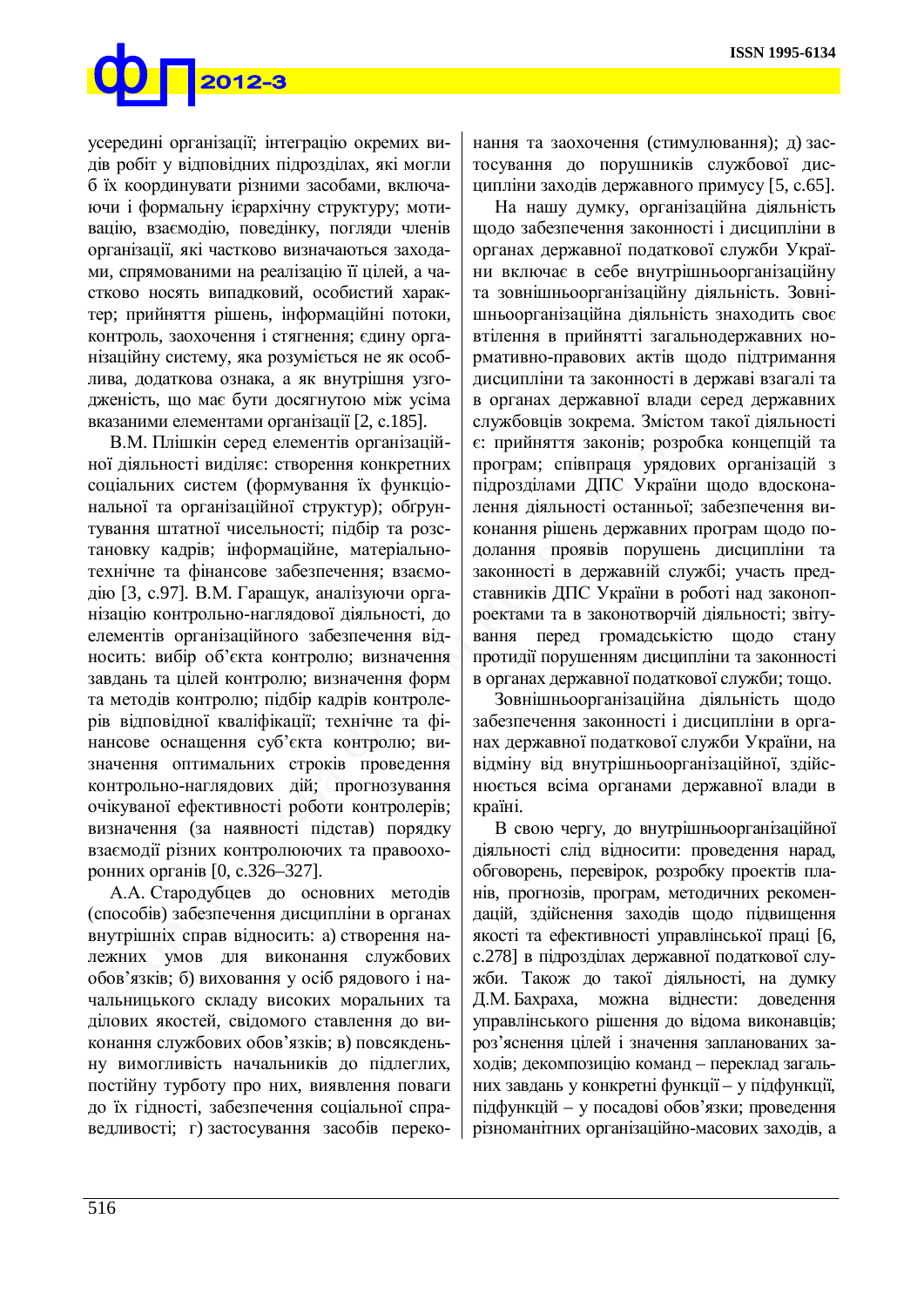усередині організації; інтеграцію окремих видів робіт у відповідних підрозділах, які могли б їх координувати різними засобами, включаючи і формальну ієрархічну структуру; мотивацію, взаємодію, поведінку, погляди членів організації, які частково визначаються заходами, спрямованими на реалізацію її цілей, а частково носять випадковий, особистий характер; прийняття рішень, інформаційні потоки, контроль, заохочення і стягнення; єдину організаційну систему, яка розуміється не як особлива, додаткова ознака, а як внутрішня узгодженість, що має бути досягнутою між усіма вказаними елементами організації [2, с.185].

В.М. Плішкін серед елементів організаційної діяльності виділяє: створення конкретних соціальних систем (формування їх функціональної та організаційної структур); обґрунтування штатної чисельності; підбір та розстановку кадрів; інформаційне, матеріально-технічне та фінансове забезпечення; взаємодію [3, с.97]. В.М. Гаращук, аналізуючи організацію контрольно-наглядової діяльності, до елементів організаційного забезпечення відносить: вибір об'єкта контролю; визначення завдань та цілей контролю; визначення форм та методів контролю; підбір кадрів контролерів відповідної кваліфікації; технічне та фінансове оснащення суб'єкта контролю; визначення оптимальних строків проведення контрольно-наглядових дій; прогнозування очікуваної ефективності роботи контролерів; визначення (за наявності підстав) порядку взаємодії різних контролюючих та правоохоронних органів [0, с.326–327].

А.А. Стародубцев до основних методів (способів) забезпечення дисципліни в органах внутрішніх справ відносить: а) створення належних умов для виконання службових обов'язків; б) виховання у осіб рядового і начальницького складу високих моральних та ділових якостей, свідомого ставлення до виконання службових обов'язків; в) повсякденну вимогливість начальників до підлеглих, постійну турботу про них, виявлення поваги до їх гідності, забезпечення соціальної справедливості; г) застосування засобів переконання та заохочення (стимулювання); д) застосування до порушників службової дисципліни заходів державного примусу [5, с.65].

На нашу думку, організаційна діяльність щодо забезпечення законності і дисципліни в органах державної податкової служби України включає в себе внутрішньоорганізаційну та зовнішньоорганізаційну діяльність. Зовнішньоорганізаційна діяльність знаходить своє втілення в прийнятті загальнодержавних нормативно-правових актів щодо підтримання дисципліни та законності в державі взагалі та в органах державної влади серед державних службовців зокрема. Змістом такої діяльності є: прийняття законів; розробка концепцій та програм; співпраця урядових організацій з підрозділами ДПС України щодо вдосконалення діяльності останньої; забезпечення виконання рішень державних програм щодо подолання проявів порушень дисципліни та законності в державній службі; участь представників ДПС України в роботі над законопроектами та в законотворчій діяльності; звітування перед громадськістю щодо стану протидії порушенням дисципліни та законності в органах державної податкової служби; тощо.

Зовнішньоорганізаційна діяльність щодо забезпечення законності і дисципліни в органах державної податкової служби України, на відміну від внутрішньоорганізаційної, здійснюється всіма органами державної влади в країні.

В свою чергу, до внутрішньоорганізаційної діяльності слід відносити: проведення нарад, обговорень, перевірок, розробку проектів планів, прогнозів, програм, методичних рекомендацій, здійснення заходів щодо підвищення якості та ефективності управлінської праці [6, с.278] в підрозділах державної податкової служби. Також до такої діяльності, на думку Д.М. Бахраха, можна віднести: доведення управлінського рішення до відома виконавців; роз'яснення цілей і значення запланованих заходів; декомпозицію команд – переклад загальних завдань у конкретні функції – у підфункції, підфункцій – у посадові обов'язки; проведення різноманітних організаційно-масових заходів, а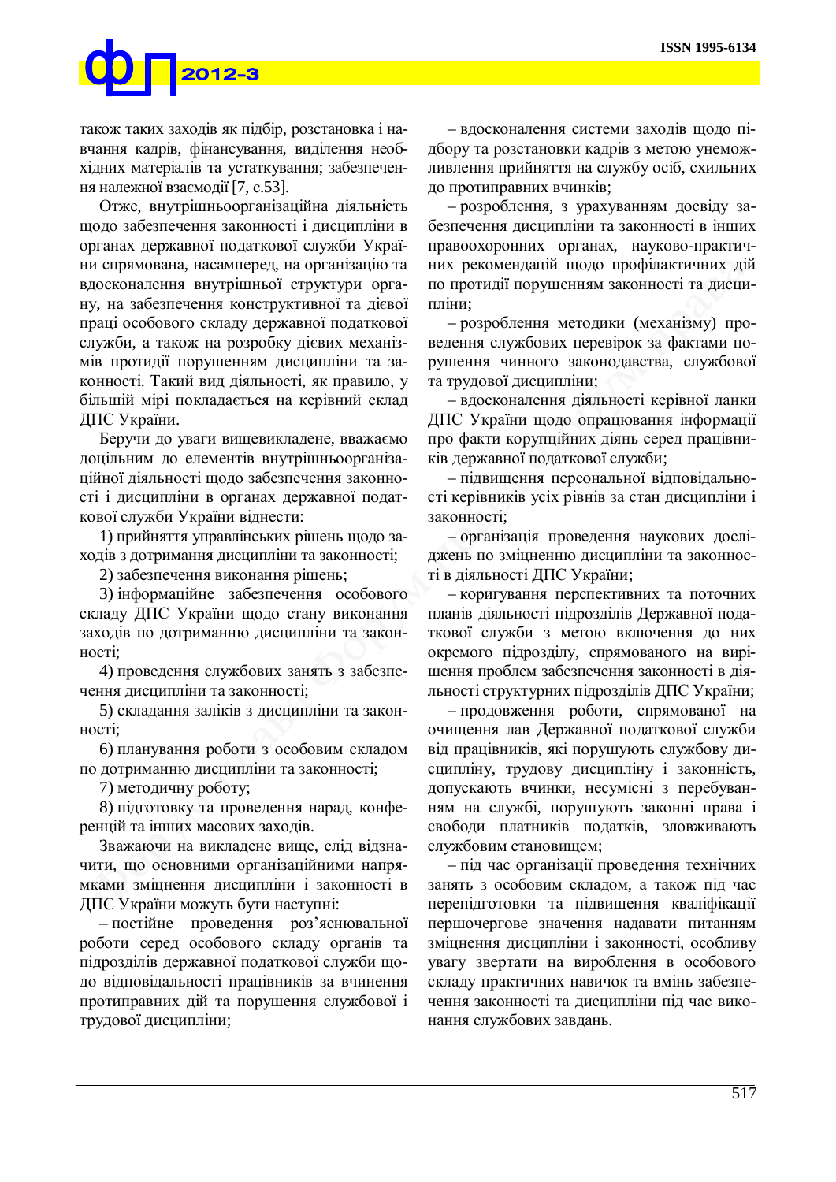також таких заходів як підбір, розстановка і навчання кадрів, фінансування, виділення необхідних матеріалів та устаткування; забезпечення належної взаємодії [7, с.53].

Отже, внутрішньоорганізаційна діяльність щодо забезпечення законності і дисципліни в органах державної податкової служби України спрямована, насамперед, на організацію та вдосконалення внутрішньої структури органу, на забезпечення конструктивної та дієвої праці особового складу державної податкової служби, а також на розробку дієвих механізмів протидії порушенням дисципліни та законності. Такий вид діяльності, як правило, у більшій мірі покладається на керівний склад ДПС України.

Беручи до уваги вищевикладене, вважаємо доцільним до елементів внутрішньоорганізаційної діяльності щодо забезпечення законності і дисципліни в органах державної податкової служби України віднести:

1) прийняття управлінських рішень щодо заходів з дотримання дисципліни та законності;

2) забезпечення виконання рішень;

3) інформаційне забезпечення особового складу ДПС України щодо стану виконання заходів по дотриманню дисципліни та законності;

4) проведення службових занять з забезпечення дисципліни та законності;

5) складання заліків з дисципліни та законності;

6) планування роботи з особовим складом по дотриманню дисципліни та законності;

7) методичну роботу;

8) підготовку та проведення нарад, конференцій та інших масових заходів.

Зважаючи на викладене вище, слід відзначити, що основними організаційними напрямками зміцнення дисципліни і законності в ДПС України можуть бути наступні:

– постійне проведення роз'яснювальної роботи серед особового складу органів та підрозділів державної податкової служби щодо відповідальності працівників за вчинення протиправних дій та порушення службової і трудової дисципліни;

– вдосконалення системи заходів щодо підбору та розстановки кадрів з метою унеможливлення прийняття на службу осіб, схильних до протиправних вчинків;

– розроблення, з урахуванням досвіду забезпечення дисципліни та законності в інших правоохоронних органах, науково-практичних рекомендацій щодо профілактичних дій по протидії порушенням законності та дисципліни;

– розроблення методики (механізму) проведення службових перевірок за фактами порушення чинного законодавства, службової та трудової дисципліни;

– вдосконалення діяльності керівної ланки ДПС України щодо опрацювання інформації про факти корупційних діянь серед працівників державної податкової служби;

– підвищення персональної відповідальності керівників усіх рівнів за стан дисципліни і законності;

– організація проведення наукових досліджень по зміцненню дисципліни та законності в діяльності ДПС України;

– коригування перспективних та поточних планів діяльності підрозділів Державної податкової служби з метою включення до них окремого підрозділу, спрямованого на вирішення проблем забезпечення законності в діяльності структурних підрозділів ДПС України;

– продовження роботи, спрямованої на очищення лав Державної податкової служби від працівників, які порушують службову дисципліну, трудову дисципліну і законність, допускають вчинки, несумісні з перебуванням на службі, порушують законні права і свободи платників податків, зловживають службовим становищем;

– під час організації проведення технічних занять з особовим складом, а також під час перепідготовки та підвищення кваліфікації першочергове значення надавати питанням зміцнення дисципліни і законності, особливу увагу звертати на вироблення в особового складу практичних навичок та вмінь забезпечення законності та дисципліни під час виконання службових завдань.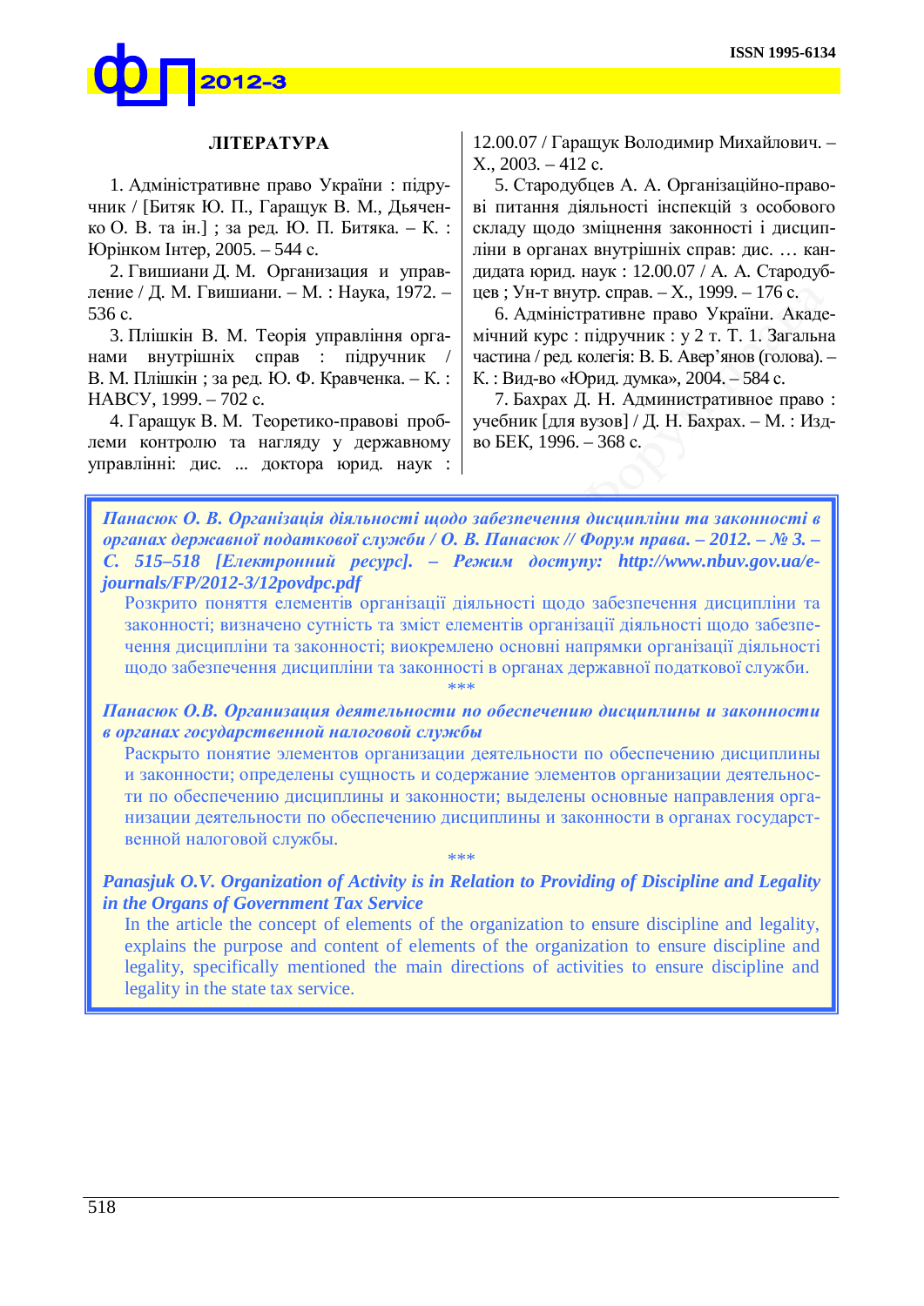## ЛІТЕРАТУРА

1. Адміністративне право України : підручник / [Битяк Ю. П., Гаращук В. М., Дьяченко О. В. та ін.] ; за ред. Ю. П. Битяка. – К. : Юрінком Інтер, 2005. – 544 с.
2. Гвишиани Д. М. Организация и управление / Д. М. Гвишиани. – М. : Наука, 1972. – 536 с.
3. Плішкін В. М. Теорія управління органами внутрішніх справ : підручник / В. М. Плішкін ; за ред. Ю. Ф. Кравченка. – К. : НАВСУ, 1999. – 702 с.
4. Гаращук В. М. Теоретико-правові проблеми контролю та нагляду у державному управлінні: дис. ... доктора юрид. наук : 12.00.07 / Гаращук Володимир Михайлович. – Х., 2003. – 412 с.
5. Стародубцев А. А. Організаційно-правові питання діяльності інспекцій з особового складу щодо зміцнення законності і дисципліни в органах внутрішніх справ: дис. … кандидата юрид. наук : 12.00.07 / А. А. Стародубцев ; Ун-т внутр. справ. – Х., 1999. – 176 с.
6. Адміністративне право України. Академічний курс : підручник : у 2 т. Т. 1. Загальна частина / ред. колегія: В. Б. Авер'янов (голова). – К. : Вид-во «Юрид. думка», 2004. – 584 с.
7. Бахрах Д. Н. Административное право : учебник [для вузов] / Д. Н. Бахрах. – М. : Изд-во БЕК, 1996. – 368 с.

***Панасюк О. В. Організація діяльності щодо забезпечення дисципліни та законності в органах державної податкової служби / О. В. Панасюк // Форум права. – 2012. – № 3. – С. 515–518 [Електронний ресурс]. – Режим доступу: http://www.nbuv.gov.ua/e-journals/FP/2012-3/12povdpc.pdf***

Розкрито поняття елементів організації діяльності щодо забезпечення дисципліни та законності; визначено сутність та зміст елементів організації діяльності щодо забезпечення дисципліни та законності; виокремлено основні напрямки організації діяльності щодо забезпечення дисципліни та законності в органах державної податкової служби.

\*\*\*

***Панасюк О.В. Организация деятельности по обеспечению дисциплины и законности в органах государственной налоговой службы***

Раскрыто понятие элементов организации деятельности по обеспечению дисциплины и законности; определены сущность и содержание элементов организации деятельности по обеспечению дисциплины и законности; выделены основные направления организации деятельности по обеспечению дисциплины и законности в органах государственной налоговой службы.

\*\*\*

***Panasjuk O.V. Organization of Activity is in Relation to Providing of Discipline and Legality in the Organs of Government Tax Service***

In the article the concept of elements of the organization to ensure discipline and legality, explains the purpose and content of elements of the organization to ensure discipline and legality, specifically mentioned the main directions of activities to ensure discipline and legality in the state tax service.